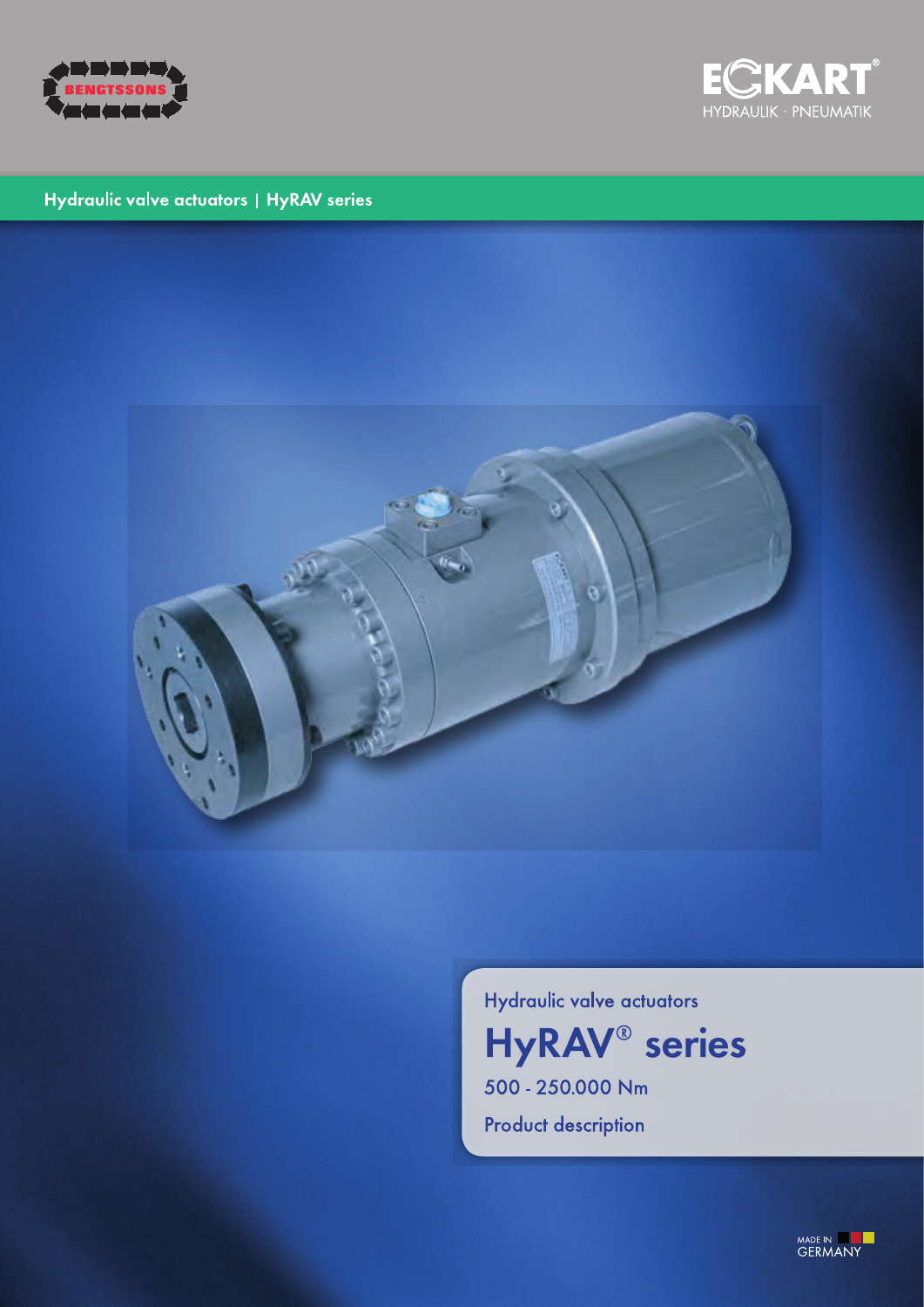BENGTSSONS

ECKART®
HYDRAULIK · PNEUMATIK

Hydraulic valve actuators | HyRAV series

Hydraulic valve actuators

# HyRAV® series

500 - 250.000 Nm

Product description

MADE IN GERMANY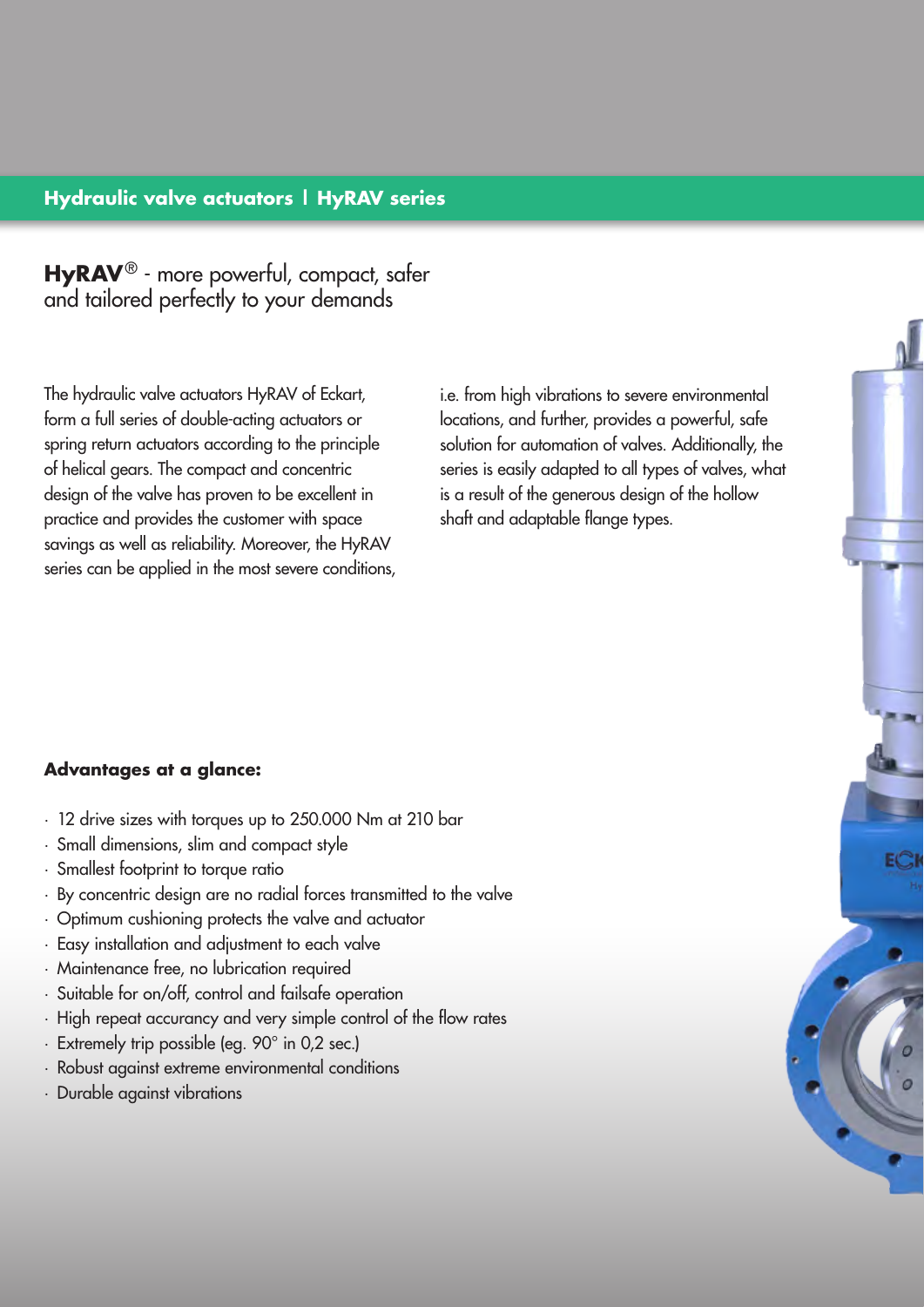## Hydraulic valve actuators | HyRAV series

# **HyRAV**® - more powerful, compact, safer and tailored perfectly to your demands

The hydraulic valve actuators HyRAV of Eckart, form a full series of double-acting actuators or spring return actuators according to the principle of helical gears. The compact and concentric design of the valve has proven to be excellent in practice and provides the customer with space savings as well as reliability. Moreover, the HyRAV series can be applied in the most severe conditions, i.e. from high vibrations to severe environmental locations, and further, provides a powerful, safe solution for automation of valves. Additionally, the series is easily adapted to all types of valves, what is a result of the generous design of the hollow shaft and adaptable flange types.

### **Advantages at a glance:**

- 12 drive sizes with torques up to 250.000 Nm at 210 bar
- Small dimensions, slim and compact style
- Smallest footprint to torque ratio
- By concentric design are no radial forces transmitted to the valve
- Optimum cushioning protects the valve and actuator
- Easy installation and adjustment to each valve
- Maintenance free, no lubrication required
- Suitable for on/off, control and failsafe operation
- High repeat accurancy and very simple control of the flow rates
- Extremely trip possible (eg. 90° in 0,2 sec.)
- Robust against extreme environmental conditions
- Durable against vibrations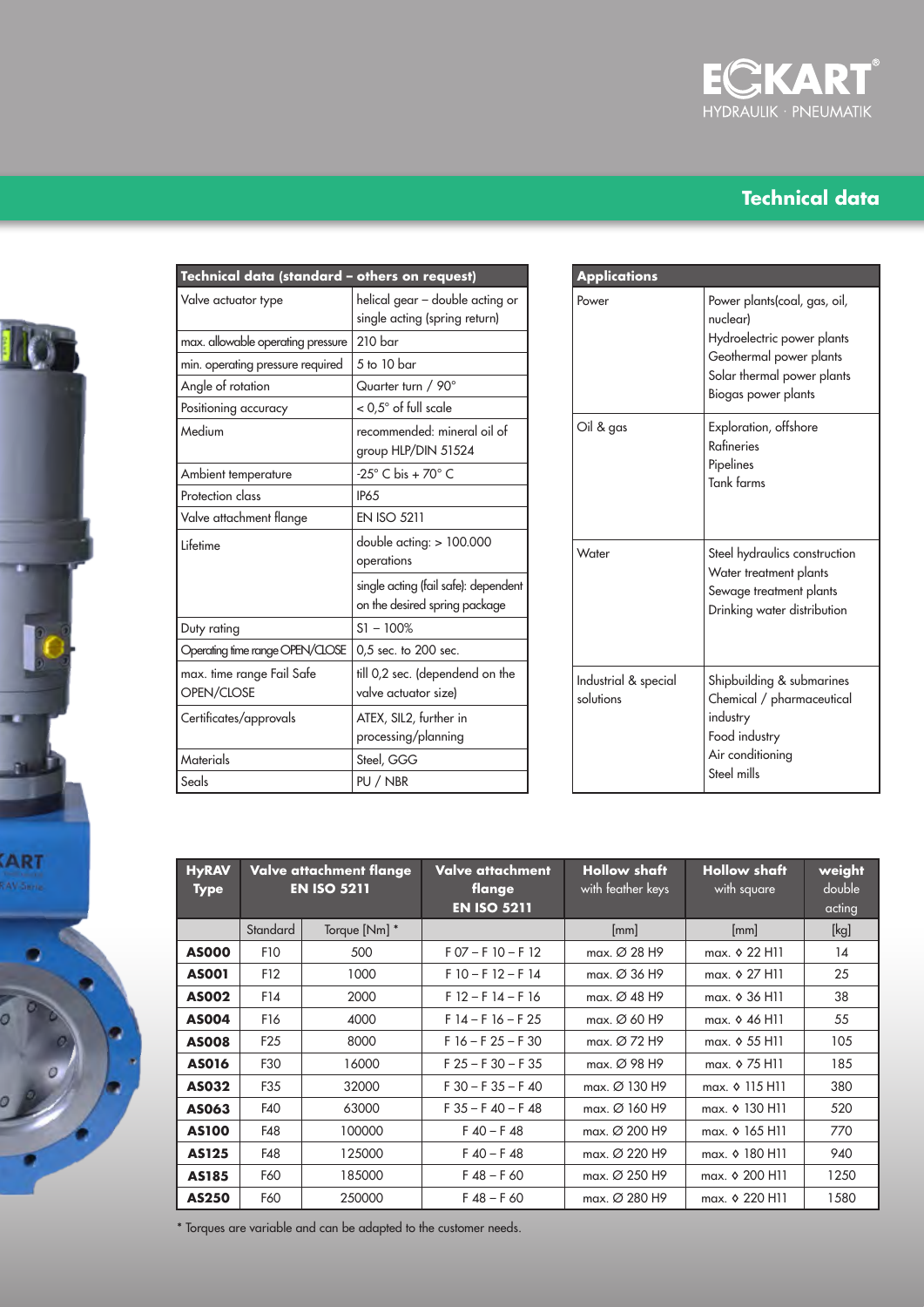## Technical data

| Technical data (standard – others on request) | |
|---|---|
| Valve actuator type | helical gear – double acting or single acting (spring return) |
| max. allowable operating pressure | 210 bar |
| min. operating pressure required | 5 to 10 bar |
| Angle of rotation | Quarter turn / 90° |
| Positioning accuracy | < 0,5° of full scale |
| Medium | recommended: mineral oil of group HLP/DIN 51524 |
| Ambient temperature | -25° C bis + 70° C |
| Protection class | IP65 |
| Valve attachment flange | EN ISO 5211 |
| Lifetime | double acting: > 100.000 operations |
| | single acting (fail safe): dependent on the desired spring package |
| Duty rating | S1 – 100% |
| Operating time range OPEN/CLOSE | 0,5 sec. to 200 sec. |
| max. time range Fail Safe OPEN/CLOSE | till 0,2 sec. (dependend on the valve actuator size) |
| Certificates/approvals | ATEX, SIL2, further in processing/planning |
| Materials | Steel, GGG |
| Seals | PU / NBR |

| Applications | |
|---|---|
| Power | Power plants(coal, gas, oil, nuclear)<br>Hydroelectric power plants<br>Geothermal power plants<br>Solar thermal power plants<br>Biogas power plants |
| Oil & gas | Exploration, offshore<br>Rafineries<br>Pipelines<br>Tank farms |
| Water | Steel hydraulics construction<br>Water treatment plants<br>Sewage treatment plants<br>Drinking water distribution |
| Industrial & special solutions | Shipbuilding & submarines<br>Chemical / pharmaceutical industry<br>Food industry<br>Air conditioning<br>Steel mills |

| HyRAV Type | Valve attachment flange EN ISO 5211 | | Valve attachment flange EN ISO 5211 | Hollow shaft with feather keys | Hollow shaft with square | weight double acting |
|---|---|---|---|---|---|---|
| | Standard | Torque [Nm] * | | [mm] | [mm] | [kg] |
| **AS000** | F10 | 500 | F 07 – F 10 – F 12 | max. Ø 28 H9 | max. ◊ 22 H11 | 14 |
| **AS001** | F12 | 1000 | F 10 – F 12 – F 14 | max. Ø 36 H9 | max. ◊ 27 H11 | 25 |
| **AS002** | F14 | 2000 | F 12 – F 14 – F 16 | max. Ø 48 H9 | max. ◊ 36 H11 | 38 |
| **AS004** | F16 | 4000 | F 14 – F 16 – F 25 | max. Ø 60 H9 | max. ◊ 46 H11 | 55 |
| **AS008** | F25 | 8000 | F 16 – F 25 – F 30 | max. Ø 72 H9 | max. ◊ 55 H11 | 105 |
| **AS016** | F30 | 16000 | F 25 – F 30 – F 35 | max. Ø 98 H9 | max. ◊ 75 H11 | 185 |
| **AS032** | F35 | 32000 | F 30 – F 35 – F 40 | max. Ø 130 H9 | max. ◊ 115 H11 | 380 |
| **AS063** | F40 | 63000 | F 35 – F 40 – F 48 | max. Ø 160 H9 | max. ◊ 130 H11 | 520 |
| **AS100** | F48 | 100000 | F 40 – F 48 | max. Ø 200 H9 | max. ◊ 165 H11 | 770 |
| **AS125** | F48 | 125000 | F 40 – F 48 | max. Ø 220 H9 | max. ◊ 180 H11 | 940 |
| **AS185** | F60 | 185000 | F 48 – F 60 | max. Ø 250 H9 | max. ◊ 200 H11 | 1250 |
| **AS250** | F60 | 250000 | F 48 – F 60 | max. Ø 280 H9 | max. ◊ 220 H11 | 1580 |

* Torques are variable and can be adapted to the customer needs.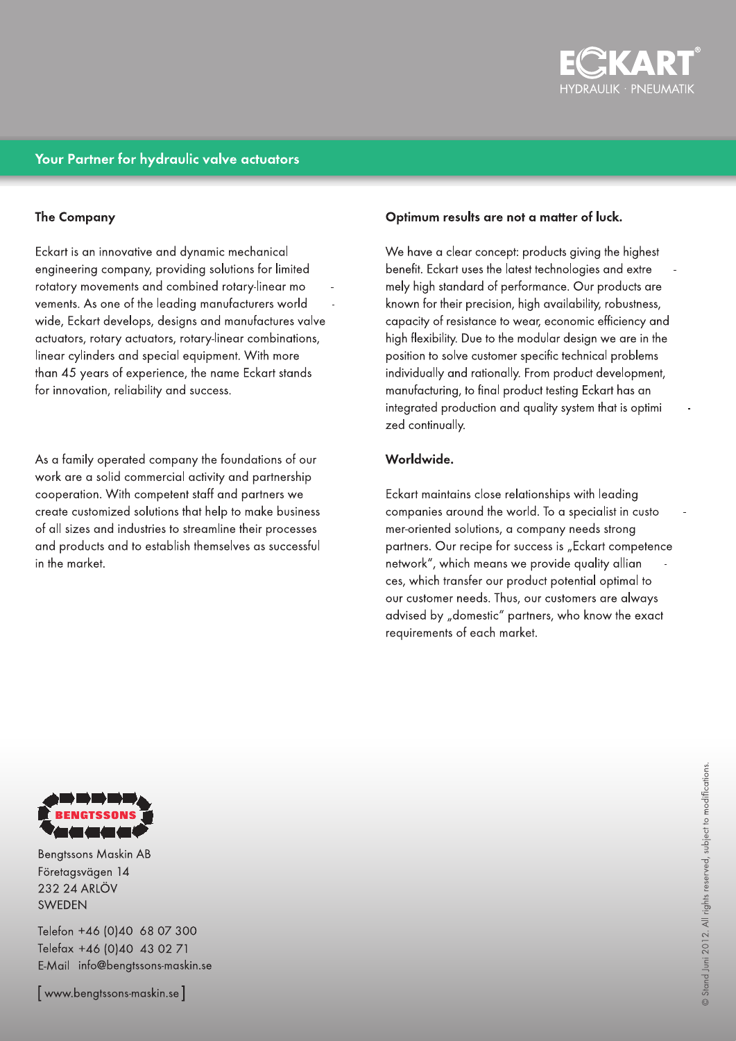ECKART®
HYDRAULIK · PNEUMATIK

## Your Partner for hydraulic valve actuators

### The Company

Eckart is an innovative and dynamic mechanical engineering company, providing solutions for limited rotatory movements and combined rotary-linear movements. As one of the leading manufacturers worldwide, Eckart develops, designs and manufactures valve actuators, rotary actuators, rotary-linear combinations, linear cylinders and special equipment. With more than 45 years of experience, the name Eckart stands for innovation, reliability and success.

As a family operated company the foundations of our work are a solid commercial activity and partnership cooperation. With competent staff and partners we create customized solutions that help to make business of all sizes and industries to streamline their processes and products and to establish themselves as successful in the market.

### Optimum results are not a matter of luck.

We have a clear concept: products giving the highest benefit. Eckart uses the latest technologies and extremely high standard of performance. Our products are known for their precision, high availability, robustness, capacity of resistance to wear, economic efficiency and high flexibility. Due to the modular design we are in the position to solve customer specific technical problems individually and rationally. From product development, manufacturing, to final product testing Eckart has an integrated production and quality system that is optimized continually.

### Worldwide.

Eckart maintains close relationships with leading companies around the world. To a specialist in customer-oriented solutions, a company needs strong partners. Our recipe for success is „Eckart competence network", which means we provide quality alliances, which transfer our product potential optimal to our customer needs. Thus, our customers are always advised by „domestic" partners, who know the exact requirements of each market.

BENGTSSONS

Bengtssons Maskin AB
Företagsvägen 14
232 24 ARLÖV
SWEDEN

Telefon +46 (0)40 68 07 300
Telefax +46 (0)40 43 02 71
E-Mail info@bengtssons-maskin.se

[ www.bengtssons-maskin.se ]

© Stand Juni 2012. All rights reserved, subject to modifications.